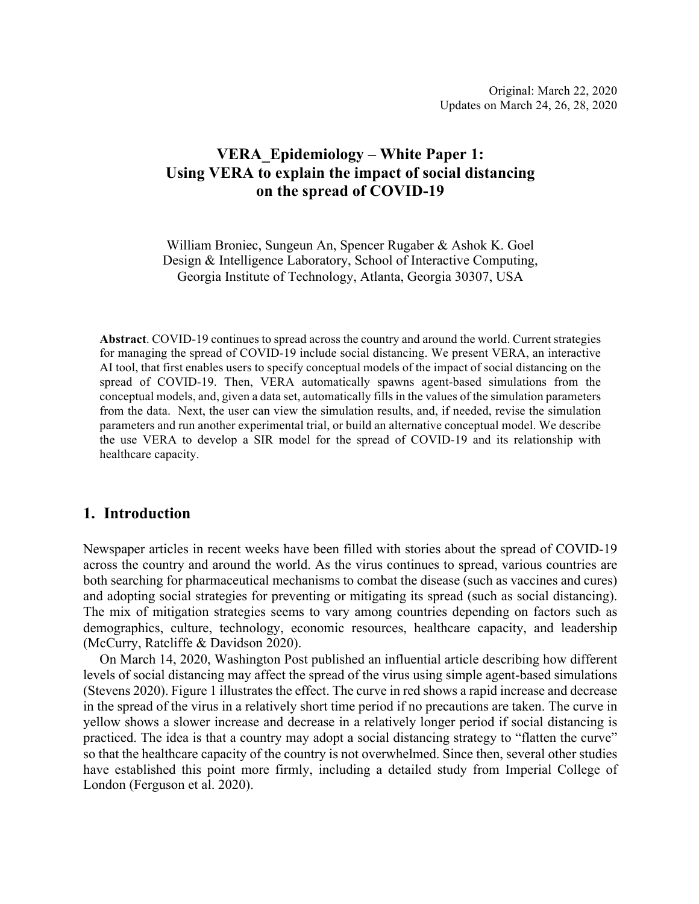Original: March 22, 2020
Updates on March 24, 26, 28, 2020

# VERA_Epidemiology – White Paper 1: Using VERA to explain the impact of social distancing on the spread of COVID-19

William Broniec, Sungeun An, Spencer Rugaber & Ashok K. Goel
Design & Intelligence Laboratory, School of Interactive Computing,
Georgia Institute of Technology, Atlanta, Georgia 30307, USA

**Abstract**. COVID-19 continues to spread across the country and around the world. Current strategies for managing the spread of COVID-19 include social distancing. We present VERA, an interactive AI tool, that first enables users to specify conceptual models of the impact of social distancing on the spread of COVID-19. Then, VERA automatically spawns agent-based simulations from the conceptual models, and, given a data set, automatically fills in the values of the simulation parameters from the data. Next, the user can view the simulation results, and, if needed, revise the simulation parameters and run another experimental trial, or build an alternative conceptual model. We describe the use VERA to develop a SIR model for the spread of COVID-19 and its relationship with healthcare capacity.

## 1. Introduction

Newspaper articles in recent weeks have been filled with stories about the spread of COVID-19 across the country and around the world. As the virus continues to spread, various countries are both searching for pharmaceutical mechanisms to combat the disease (such as vaccines and cures) and adopting social strategies for preventing or mitigating its spread (such as social distancing). The mix of mitigation strategies seems to vary among countries depending on factors such as demographics, culture, technology, economic resources, healthcare capacity, and leadership (McCurry, Ratcliffe & Davidson 2020).

On March 14, 2020, Washington Post published an influential article describing how different levels of social distancing may affect the spread of the virus using simple agent-based simulations (Stevens 2020). Figure 1 illustrates the effect. The curve in red shows a rapid increase and decrease in the spread of the virus in a relatively short time period if no precautions are taken. The curve in yellow shows a slower increase and decrease in a relatively longer period if social distancing is practiced. The idea is that a country may adopt a social distancing strategy to "flatten the curve" so that the healthcare capacity of the country is not overwhelmed. Since then, several other studies have established this point more firmly, including a detailed study from Imperial College of London (Ferguson et al. 2020).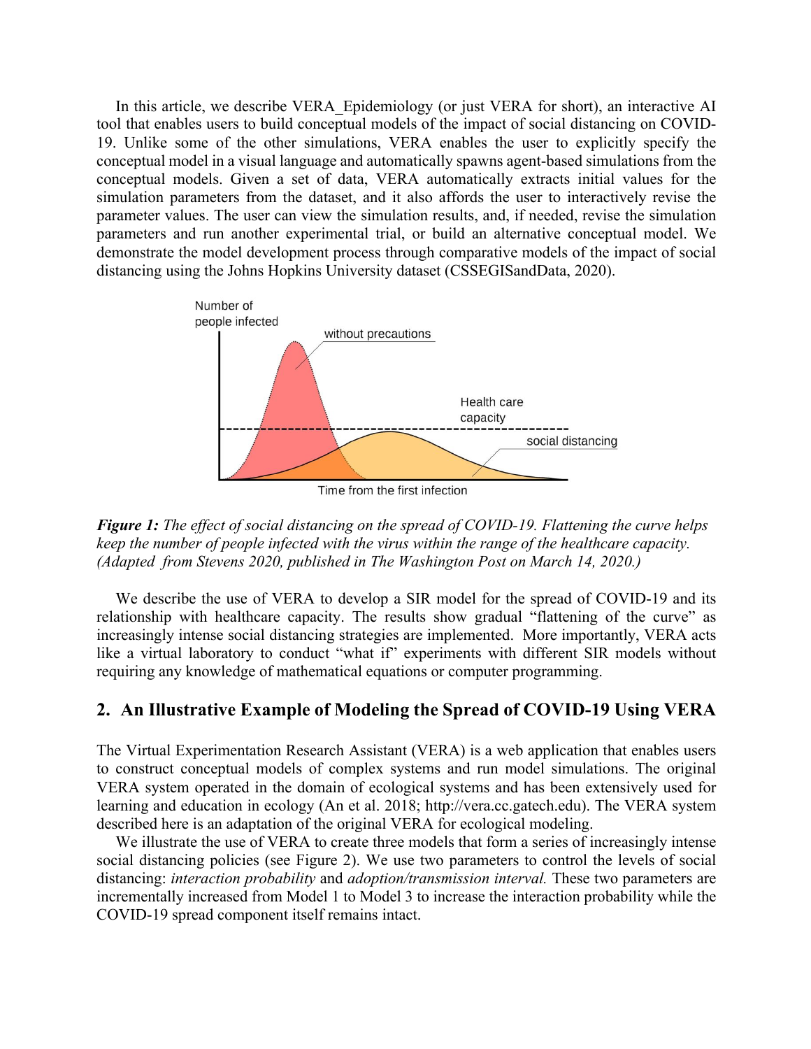In this article, we describe VERA_Epidemiology (or just VERA for short), an interactive AI tool that enables users to build conceptual models of the impact of social distancing on COVID-19. Unlike some of the other simulations, VERA enables the user to explicitly specify the conceptual model in a visual language and automatically spawns agent-based simulations from the conceptual models. Given a set of data, VERA automatically extracts initial values for the simulation parameters from the dataset, and it also affords the user to interactively revise the parameter values. The user can view the simulation results, and, if needed, revise the simulation parameters and run another experimental trial, or build an alternative conceptual model. We demonstrate the model development process through comparative models of the impact of social distancing using the Johns Hopkins University dataset (CSSEGISandData, 2020).

***Figure 1:*** *The effect of social distancing on the spread of COVID-19. Flattening the curve helps keep the number of people infected with the virus within the range of the healthcare capacity. (Adapted from Stevens 2020, published in The Washington Post on March 14, 2020.)*

We describe the use of VERA to develop a SIR model for the spread of COVID-19 and its relationship with healthcare capacity. The results show gradual "flattening of the curve" as increasingly intense social distancing strategies are implemented. More importantly, VERA acts like a virtual laboratory to conduct "what if" experiments with different SIR models without requiring any knowledge of mathematical equations or computer programming.

## 2. An Illustrative Example of Modeling the Spread of COVID-19 Using VERA

The Virtual Experimentation Research Assistant (VERA) is a web application that enables users to construct conceptual models of complex systems and run model simulations. The original VERA system operated in the domain of ecological systems and has been extensively used for learning and education in ecology (An et al. 2018; http://vera.cc.gatech.edu). The VERA system described here is an adaptation of the original VERA for ecological modeling.

We illustrate the use of VERA to create three models that form a series of increasingly intense social distancing policies (see Figure 2). We use two parameters to control the levels of social distancing: *interaction probability* and *adoption/transmission interval.* These two parameters are incrementally increased from Model 1 to Model 3 to increase the interaction probability while the COVID-19 spread component itself remains intact.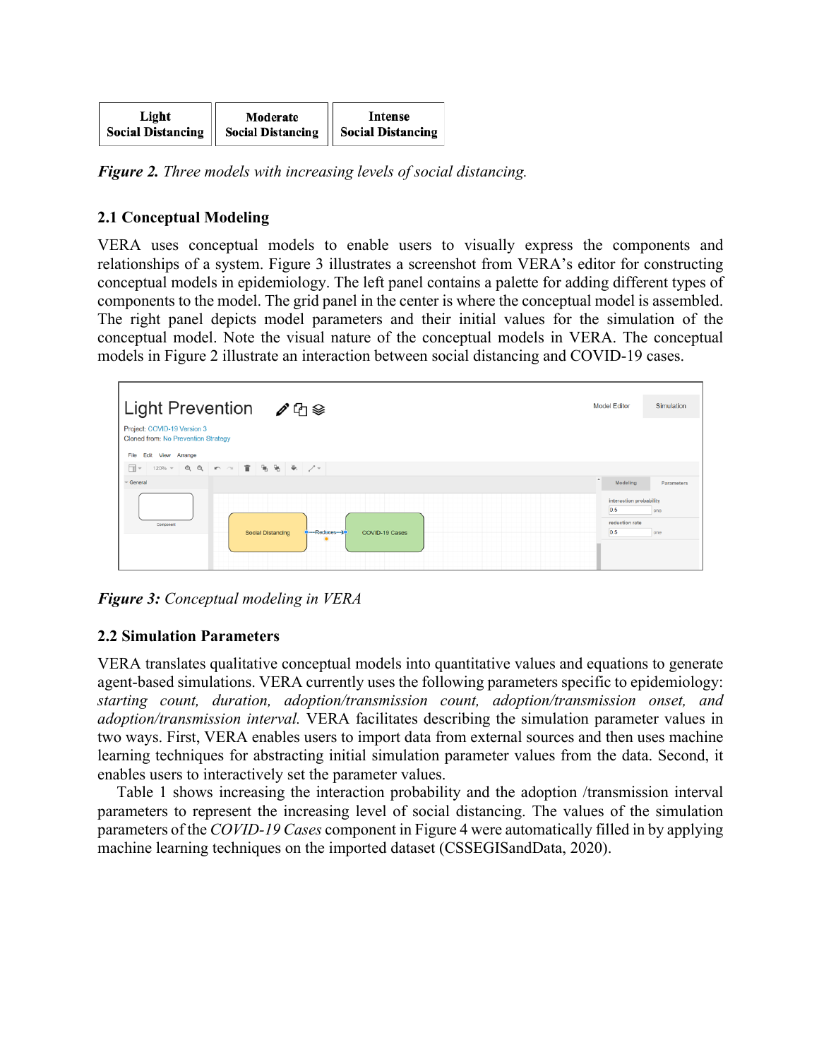| Light Social Distancing | Moderate Social Distancing | Intense Social Distancing |
|---|---|---|

*Figure 2. Three models with increasing levels of social distancing.*

### 2.1 Conceptual Modeling

VERA uses conceptual models to enable users to visually express the components and relationships of a system. Figure 3 illustrates a screenshot from VERA's editor for constructing conceptual models in epidemiology. The left panel contains a palette for adding different types of components to the model. The grid panel in the center is where the conceptual model is assembled. The right panel depicts model parameters and their initial values for the simulation of the conceptual model. Note the visual nature of the conceptual models in VERA. The conceptual models in Figure 2 illustrate an interaction between social distancing and COVID-19 cases.

*Figure 3: Conceptual modeling in VERA*

### 2.2 Simulation Parameters

VERA translates qualitative conceptual models into quantitative values and equations to generate agent-based simulations. VERA currently uses the following parameters specific to epidemiology: *starting count, duration, adoption/transmission count, adoption/transmission onset, and adoption/transmission interval.* VERA facilitates describing the simulation parameter values in two ways. First, VERA enables users to import data from external sources and then uses machine learning techniques for abstracting initial simulation parameter values from the data. Second, it enables users to interactively set the parameter values.

Table 1 shows increasing the interaction probability and the adoption /transmission interval parameters to represent the increasing level of social distancing. The values of the simulation parameters of the *COVID-19 Cases* component in Figure 4 were automatically filled in by applying machine learning techniques on the imported dataset (CSSEGISandData, 2020).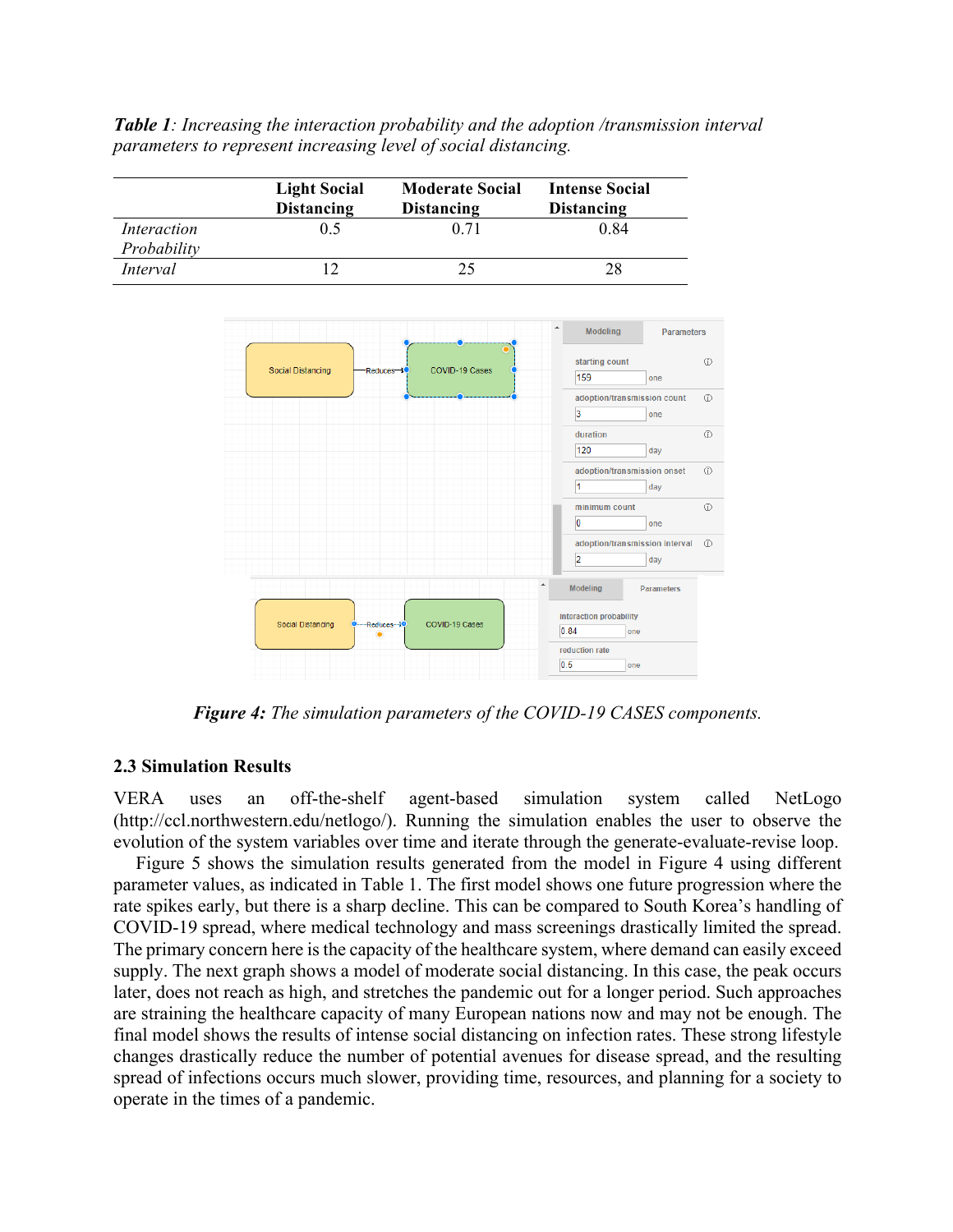*Table 1*: *Increasing the interaction probability and the adoption /transmission interval parameters to represent increasing level of social distancing.*

| | Light Social Distancing | Moderate Social Distancing | Intense Social Distancing |
|---|---|---|---|
| *Interaction Probability* | 0.5 | 0.71 | 0.84 |
| *Interval* | 12 | 25 | 28 |

***Figure 4:*** *The simulation parameters of the COVID-19 CASES components.*

### 2.3 Simulation Results

VERA uses an off-the-shelf agent-based simulation system called NetLogo (http://ccl.northwestern.edu/netlogo/). Running the simulation enables the user to observe the evolution of the system variables over time and iterate through the generate-evaluate-revise loop.

Figure 5 shows the simulation results generated from the model in Figure 4 using different parameter values, as indicated in Table 1. The first model shows one future progression where the rate spikes early, but there is a sharp decline. This can be compared to South Korea's handling of COVID-19 spread, where medical technology and mass screenings drastically limited the spread. The primary concern here is the capacity of the healthcare system, where demand can easily exceed supply. The next graph shows a model of moderate social distancing. In this case, the peak occurs later, does not reach as high, and stretches the pandemic out for a longer period. Such approaches are straining the healthcare capacity of many European nations now and may not be enough. The final model shows the results of intense social distancing on infection rates. These strong lifestyle changes drastically reduce the number of potential avenues for disease spread, and the resulting spread of infections occurs much slower, providing time, resources, and planning for a society to operate in the times of a pandemic.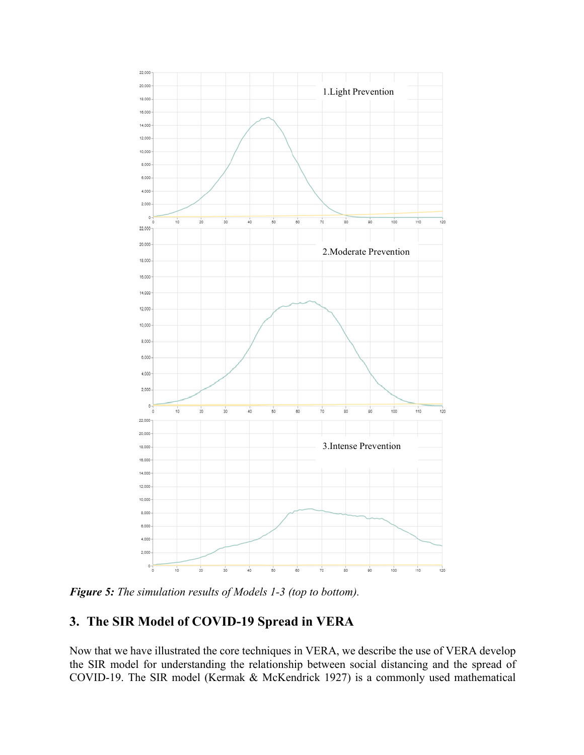*Figure 5:* *The simulation results of Models 1-3 (top to bottom).*

## 3. The SIR Model of COVID-19 Spread in VERA

Now that we have illustrated the core techniques in VERA, we describe the use of VERA develop the SIR model for understanding the relationship between social distancing and the spread of COVID-19. The SIR model (Kermak & McKendrick 1927) is a commonly used mathematical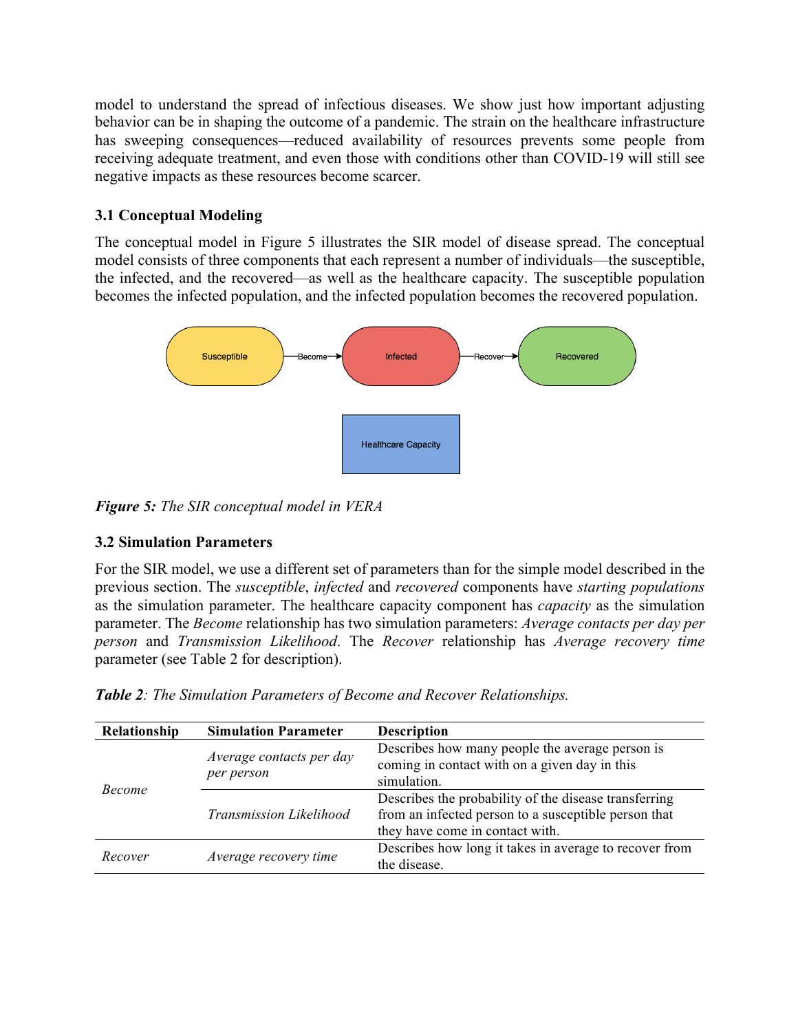model to understand the spread of infectious diseases. We show just how important adjusting behavior can be in shaping the outcome of a pandemic. The strain on the healthcare infrastructure has sweeping consequences—reduced availability of resources prevents some people from receiving adequate treatment, and even those with conditions other than COVID-19 will still see negative impacts as these resources become scarcer.

### 3.1 Conceptual Modeling

The conceptual model in Figure 5 illustrates the SIR model of disease spread. The conceptual model consists of three components that each represent a number of individuals—the susceptible, the infected, and the recovered—as well as the healthcare capacity. The susceptible population becomes the infected population, and the infected population becomes the recovered population.

***Figure 5:*** *The SIR conceptual model in VERA*

### 3.2 Simulation Parameters

For the SIR model, we use a different set of parameters than for the simple model described in the previous section. The *susceptible*, *infected* and *recovered* components have *starting populations* as the simulation parameter. The healthcare capacity component has *capacity* as the simulation parameter. The *Become* relationship has two simulation parameters: *Average contacts per day per person* and *Transmission Likelihood*. The *Recover* relationship has *Average recovery time* parameter (see Table 2 for description).

***Table 2****: The Simulation Parameters of Become and Recover Relationships.*

| Relationship | Simulation Parameter | Description |
| --- | --- | --- |
| *Become* | *Average contacts per day per person* | Describes how many people the average person is coming in contact with on a given day in this simulation. |
| | *Transmission Likelihood* | Describes the probability of the disease transferring from an infected person to a susceptible person that they have come in contact with. |
| *Recover* | *Average recovery time* | Describes how long it takes in average to recover from the disease. |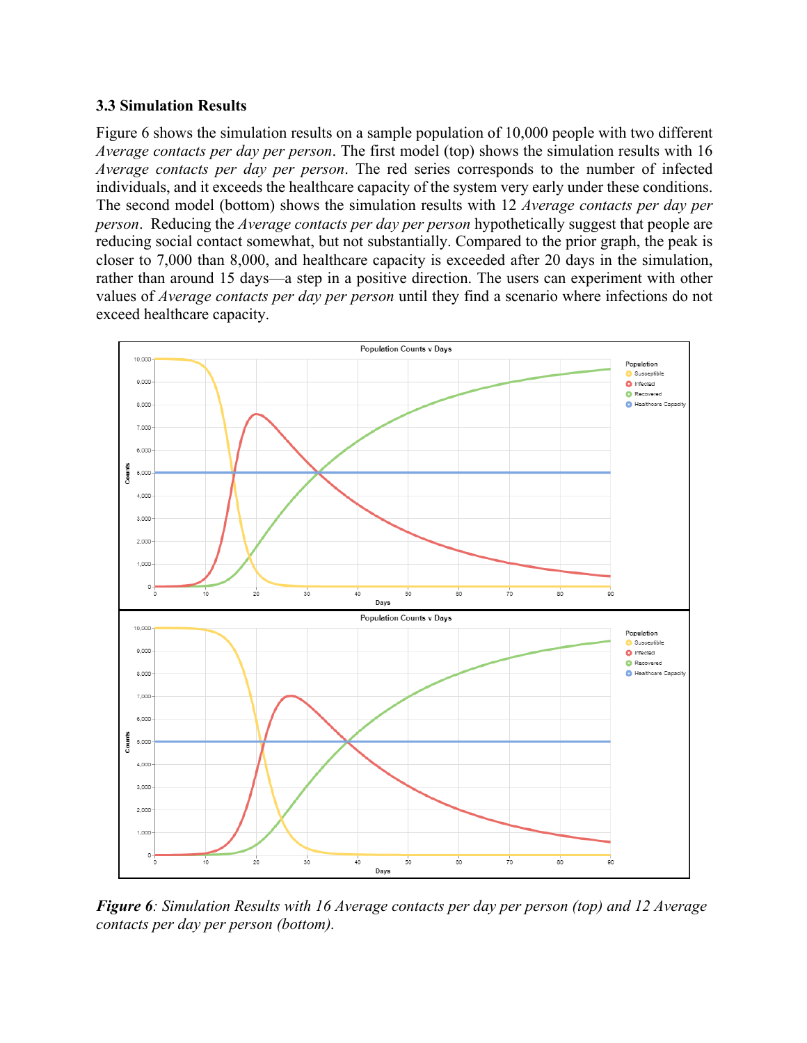### 3.3 Simulation Results

Figure 6 shows the simulation results on a sample population of 10,000 people with two different *Average contacts per day per person*. The first model (top) shows the simulation results with 16 *Average contacts per day per person*. The red series corresponds to the number of infected individuals, and it exceeds the healthcare capacity of the system very early under these conditions. The second model (bottom) shows the simulation results with 12 *Average contacts per day per person*. Reducing the *Average contacts per day per person* hypothetically suggest that people are reducing social contact somewhat, but not substantially. Compared to the prior graph, the peak is closer to 7,000 than 8,000, and healthcare capacity is exceeded after 20 days in the simulation, rather than around 15 days—a step in a positive direction. The users can experiment with other values of *Average contacts per day per person* until they find a scenario where infections do not exceed healthcare capacity.

***Figure 6****: Simulation Results with 16 Average contacts per day per person (top) and 12 Average contacts per day per person (bottom).*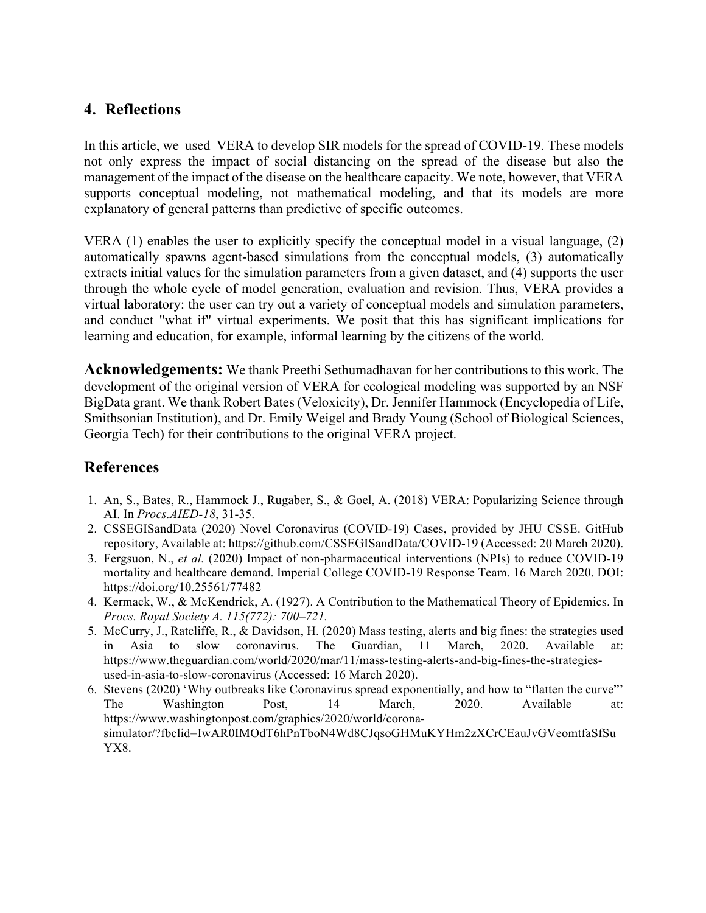## 4. Reflections

In this article, we used VERA to develop SIR models for the spread of COVID-19. These models not only express the impact of social distancing on the spread of the disease but also the management of the impact of the disease on the healthcare capacity. We note, however, that VERA supports conceptual modeling, not mathematical modeling, and that its models are more explanatory of general patterns than predictive of specific outcomes.

VERA (1) enables the user to explicitly specify the conceptual model in a visual language, (2) automatically spawns agent-based simulations from the conceptual models, (3) automatically extracts initial values for the simulation parameters from a given dataset, and (4) supports the user through the whole cycle of model generation, evaluation and revision. Thus, VERA provides a virtual laboratory: the user can try out a variety of conceptual models and simulation parameters, and conduct "what if" virtual experiments. We posit that this has significant implications for learning and education, for example, informal learning by the citizens of the world.

**Acknowledgements:** We thank Preethi Sethumadhavan for her contributions to this work. The development of the original version of VERA for ecological modeling was supported by an NSF BigData grant. We thank Robert Bates (Veloxicity), Dr. Jennifer Hammock (Encyclopedia of Life, Smithsonian Institution), and Dr. Emily Weigel and Brady Young (School of Biological Sciences, Georgia Tech) for their contributions to the original VERA project.

## References

1. An, S., Bates, R., Hammock J., Rugaber, S., & Goel, A. (2018) VERA: Popularizing Science through AI. In *Procs.AIED-18*, 31-35.
2. CSSEGISandData (2020) Novel Coronavirus (COVID-19) Cases, provided by JHU CSSE. GitHub repository, Available at: https://github.com/CSSEGISandData/COVID-19 (Accessed: 20 March 2020).
3. Fergsuon, N., *et al.* (2020) Impact of non-pharmaceutical interventions (NPIs) to reduce COVID-19 mortality and healthcare demand. Imperial College COVID-19 Response Team. 16 March 2020. DOI: https://doi.org/10.25561/77482
4. Kermack, W., & McKendrick, A. (1927). A Contribution to the Mathematical Theory of Epidemics. In *Procs. Royal Society A. 115(772): 700–721.*
5. McCurry, J., Ratcliffe, R., & Davidson, H. (2020) Mass testing, alerts and big fines: the strategies used in Asia to slow coronavirus. The Guardian, 11 March, 2020. Available at: https://www.theguardian.com/world/2020/mar/11/mass-testing-alerts-and-big-fines-the-strategies-used-in-asia-to-slow-coronavirus (Accessed: 16 March 2020).
6. Stevens (2020) 'Why outbreaks like Coronavirus spread exponentially, and how to "flatten the curve"' The Washington Post, 14 March, 2020. Available at: https://www.washingtonpost.com/graphics/2020/world/corona-simulator/?fbclid=IwAR0IMOdT6hPnTboN4Wd8CJqsoGHMuKYHm2zXCrCEauJvGVeomtfaSfSuYX8.